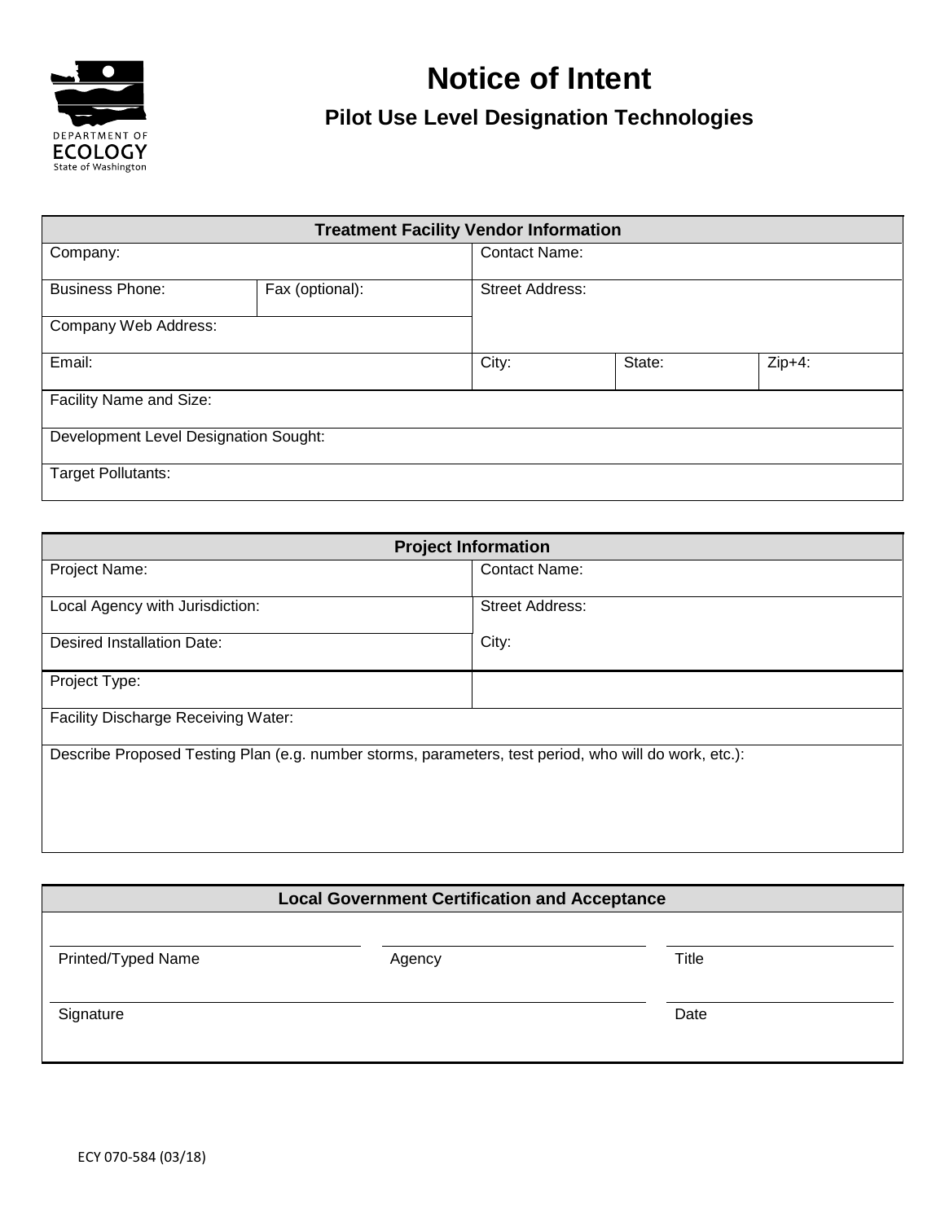DEPARTMENT OF ECOLOGY
State of Washington

# Notice of Intent

## Pilot Use Level Designation Technologies

| Treatment Facility Vendor Information | | | | |
|---|---|---|---|---|
| Company: | | Contact Name: | | |
| Business Phone: | Fax (optional): | Street Address: | | |
| Company Web Address: | | | | |
| Email: | | City: | State: | Zip+4: |
| Facility Name and Size: | | | | |
| Development Level Designation Sought: | | | | |
| Target Pollutants: | | | | |

| Project Information | |
|---|---|
| Project Name: | Contact Name: |
| Local Agency with Jurisdiction: | Street Address: |
| Desired Installation Date: | City: |
| Project Type: | |
| Facility Discharge Receiving Water: | |
| Describe Proposed Testing Plan (e.g. number storms, parameters, test period, who will do work, etc.): | |

| Local Government Certification and Acceptance | | |
|---|---|---|
| Printed/Typed Name | Agency | Title |
| Signature | | Date |

ECY 070-584 (03/18)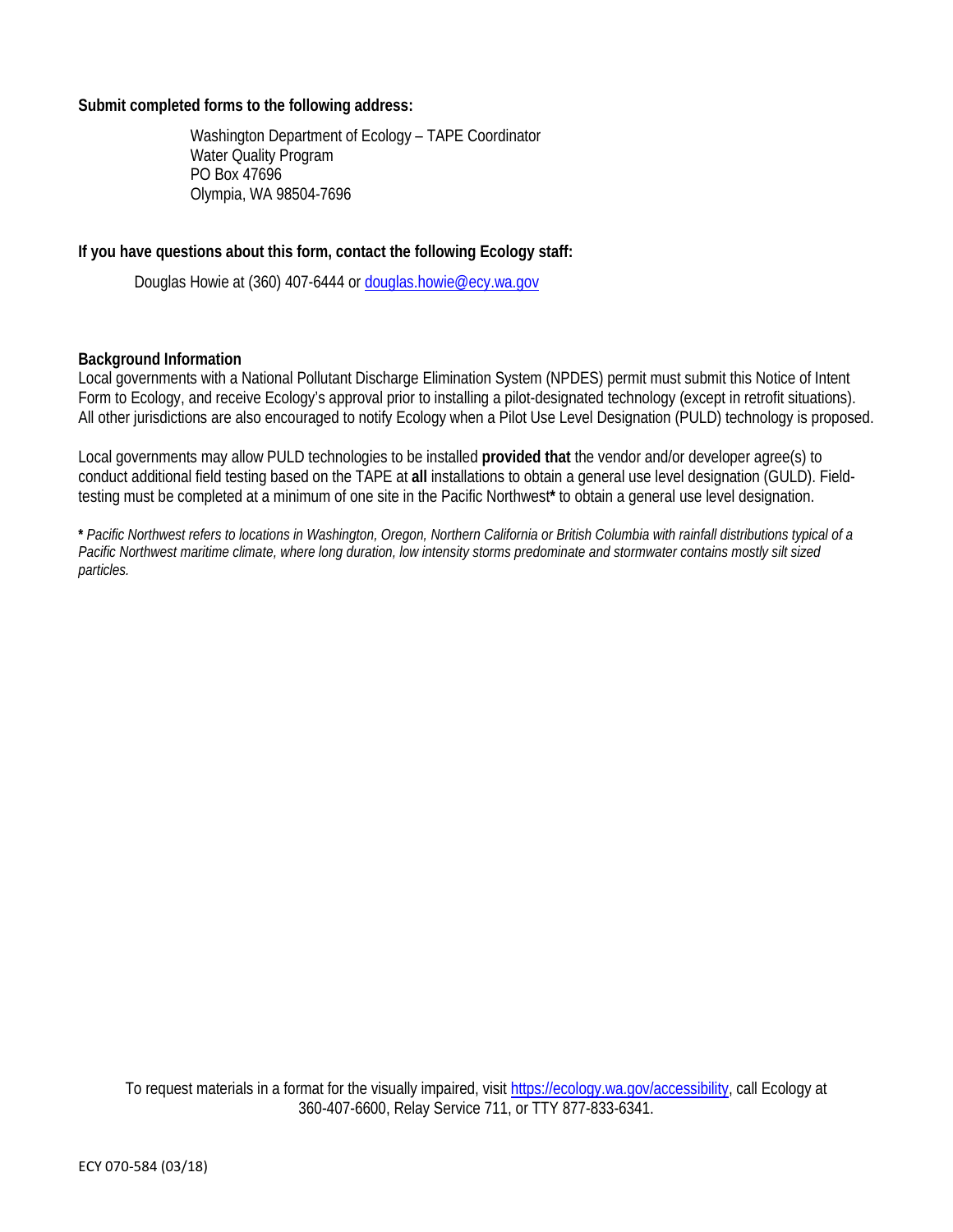**Submit completed forms to the following address:**

Washington Department of Ecology – TAPE Coordinator
Water Quality Program
PO Box 47696
Olympia, WA 98504-7696

**If you have questions about this form, contact the following Ecology staff:**

Douglas Howie at (360) 407-6444 or douglas.howie@ecy.wa.gov

**Background Information**

Local governments with a National Pollutant Discharge Elimination System (NPDES) permit must submit this Notice of Intent Form to Ecology, and receive Ecology's approval prior to installing a pilot-designated technology (except in retrofit situations). All other jurisdictions are also encouraged to notify Ecology when a Pilot Use Level Designation (PULD) technology is proposed.

Local governments may allow PULD technologies to be installed **provided that** the vendor and/or developer agree(s) to conduct additional field testing based on the TAPE at **all** installations to obtain a general use level designation (GULD). Field-testing must be completed at a minimum of one site in the Pacific Northwest***** to obtain a general use level designation.

***** *Pacific Northwest refers to locations in Washington, Oregon, Northern California or British Columbia with rainfall distributions typical of a Pacific Northwest maritime climate, where long duration, low intensity storms predominate and stormwater contains mostly silt sized particles.*

To request materials in a format for the visually impaired, visit https://ecology.wa.gov/accessibility, call Ecology at 360-407-6600, Relay Service 711, or TTY 877-833-6341.

ECY 070-584 (03/18)